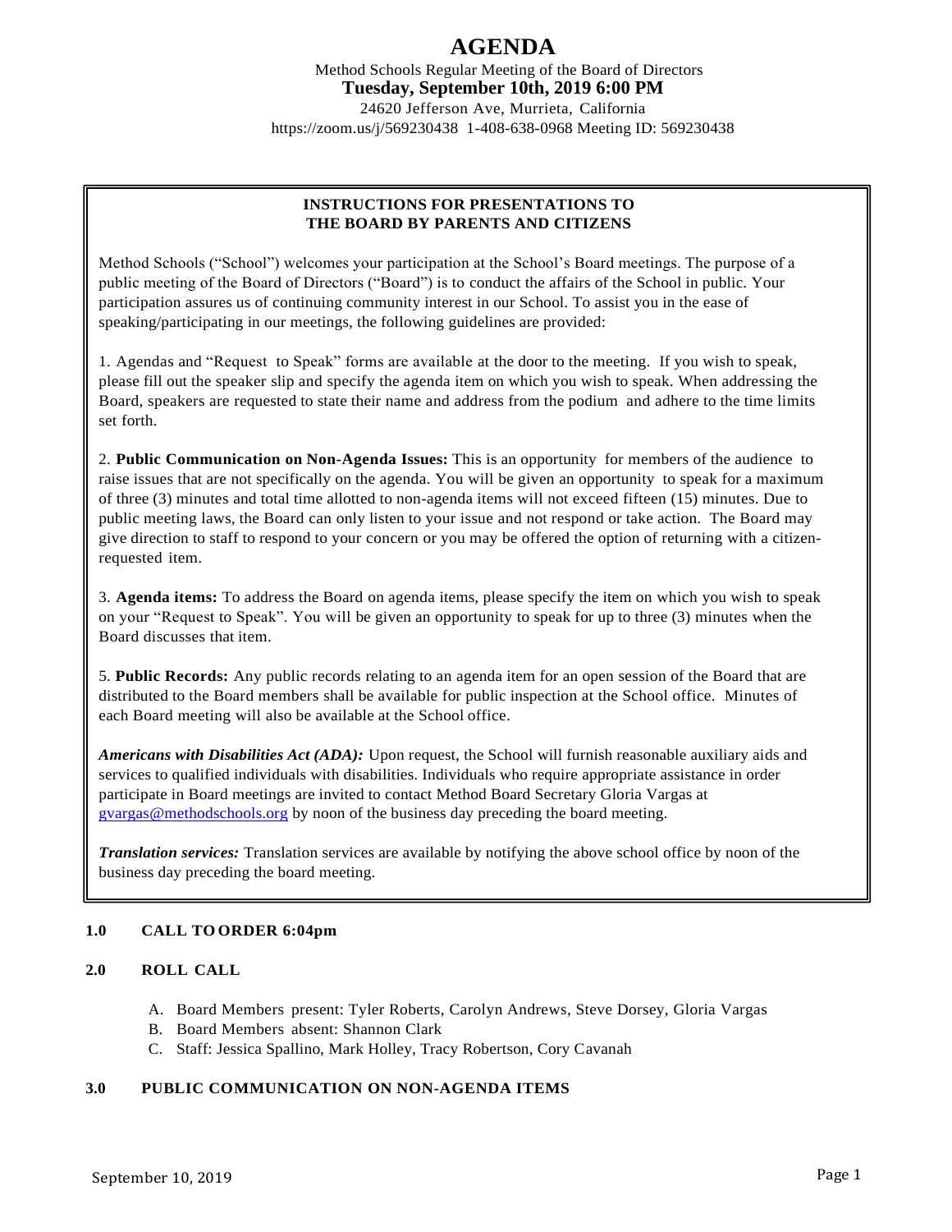# AGENDA

Method Schools Regular Meeting of the Board of Directors

**Tuesday, September 10th, 2019 6:00 PM**

24620 Jefferson Ave, Murrieta, California

https://zoom.us/j/569230438 1-408-638-0968 Meeting ID: 569230438

---

**INSTRUCTIONS FOR PRESENTATIONS TO THE BOARD BY PARENTS AND CITIZENS**

Method Schools ("School") welcomes your participation at the School's Board meetings. The purpose of a public meeting of the Board of Directors ("Board") is to conduct the affairs of the School in public. Your participation assures us of continuing community interest in our School. To assist you in the ease of speaking/participating in our meetings, the following guidelines are provided:

1. Agendas and "Request to Speak" forms are available at the door to the meeting. If you wish to speak, please fill out the speaker slip and specify the agenda item on which you wish to speak. When addressing the Board, speakers are requested to state their name and address from the podium and adhere to the time limits set forth.

2. **Public Communication on Non-Agenda Issues:** This is an opportunity for members of the audience to raise issues that are not specifically on the agenda. You will be given an opportunity to speak for a maximum of three (3) minutes and total time allotted to non-agenda items will not exceed fifteen (15) minutes. Due to public meeting laws, the Board can only listen to your issue and not respond or take action. The Board may give direction to staff to respond to your concern or you may be offered the option of returning with a citizen-requested item.

3. **Agenda items:** To address the Board on agenda items, please specify the item on which you wish to speak on your "Request to Speak". You will be given an opportunity to speak for up to three (3) minutes when the Board discusses that item.

5. **Public Records:** Any public records relating to an agenda item for an open session of the Board that are distributed to the Board members shall be available for public inspection at the School office. Minutes of each Board meeting will also be available at the School office.

***Americans with Disabilities Act (ADA):*** Upon request, the School will furnish reasonable auxiliary aids and services to qualified individuals with disabilities. Individuals who require appropriate assistance in order participate in Board meetings are invited to contact Method Board Secretary Gloria Vargas at gvargas@methodschools.org by noon of the business day preceding the board meeting.

***Translation services:*** Translation services are available by notifying the above school office by noon of the business day preceding the board meeting.

---

**1.0 CALL TO ORDER 6:04pm**

**2.0 ROLL CALL**

A. Board Members present: Tyler Roberts, Carolyn Andrews, Steve Dorsey, Gloria Vargas
B. Board Members absent: Shannon Clark
C. Staff: Jessica Spallino, Mark Holley, Tracy Robertson, Cory Cavanah

**3.0 PUBLIC COMMUNICATION ON NON-AGENDA ITEMS**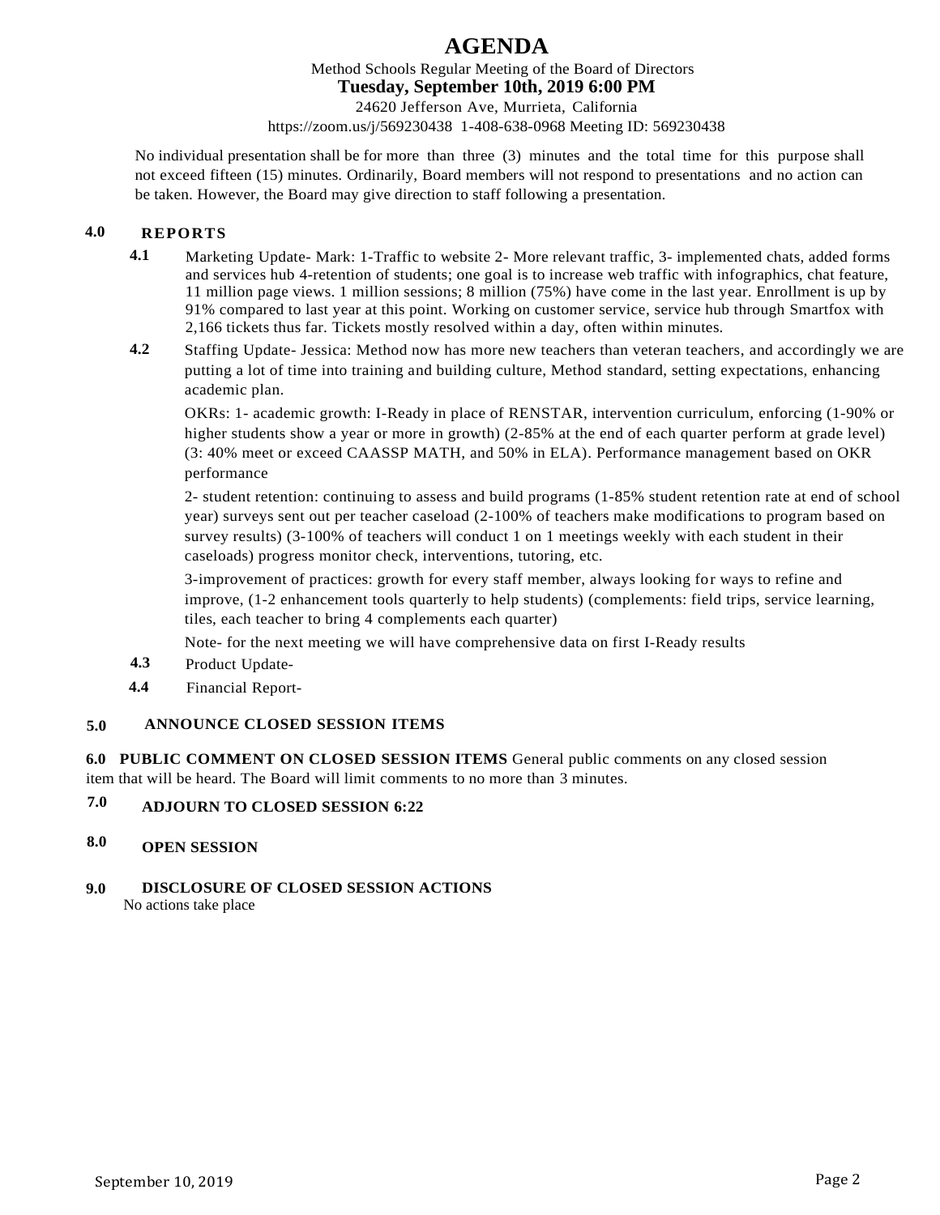# AGENDA

Method Schools Regular Meeting of the Board of Directors

**Tuesday, September 10th, 2019 6:00 PM**

24620 Jefferson Ave, Murrieta, California

https://zoom.us/j/569230438 1-408-638-0968 Meeting ID: 569230438

No individual presentation shall be for more than three (3) minutes and the total time for this purpose shall not exceed fifteen (15) minutes. Ordinarily, Board members will not respond to presentations and no action can be taken. However, the Board may give direction to staff following a presentation.

## 4.0 REPORTS

**4.1** Marketing Update- Mark: 1-Traffic to website 2- More relevant traffic, 3- implemented chats, added forms and services hub 4-retention of students; one goal is to increase web traffic with infographics, chat feature, 11 million page views. 1 million sessions; 8 million (75%) have come in the last year. Enrollment is up by 91% compared to last year at this point. Working on customer service, service hub through Smartfox with 2,166 tickets thus far. Tickets mostly resolved within a day, often within minutes.

**4.2** Staffing Update- Jessica: Method now has more new teachers than veteran teachers, and accordingly we are putting a lot of time into training and building culture, Method standard, setting expectations, enhancing academic plan.

OKRs: 1- academic growth: I-Ready in place of RENSTAR, intervention curriculum, enforcing (1-90% or higher students show a year or more in growth) (2-85% at the end of each quarter perform at grade level) (3: 40% meet or exceed CAASSP MATH, and 50% in ELA). Performance management based on OKR performance

2- student retention: continuing to assess and build programs (1-85% student retention rate at end of school year) surveys sent out per teacher caseload (2-100% of teachers make modifications to program based on survey results) (3-100% of teachers will conduct 1 on 1 meetings weekly with each student in their caseloads) progress monitor check, interventions, tutoring, etc.

3-improvement of practices: growth for every staff member, always looking for ways to refine and improve, (1-2 enhancement tools quarterly to help students) (complements: field trips, service learning, tiles, each teacher to bring 4 complements each quarter)

Note- for the next meeting we will have comprehensive data on first I-Ready results

**4.3** Product Update-

**4.4** Financial Report-

## 5.0 ANNOUNCE CLOSED SESSION ITEMS

**6.0 PUBLIC COMMENT ON CLOSED SESSION ITEMS** General public comments on any closed session item that will be heard. The Board will limit comments to no more than 3 minutes.

## 7.0 ADJOURN TO CLOSED SESSION 6:22

## 8.0 OPEN SESSION

## 9.0 DISCLOSURE OF CLOSED SESSION ACTIONS

No actions take place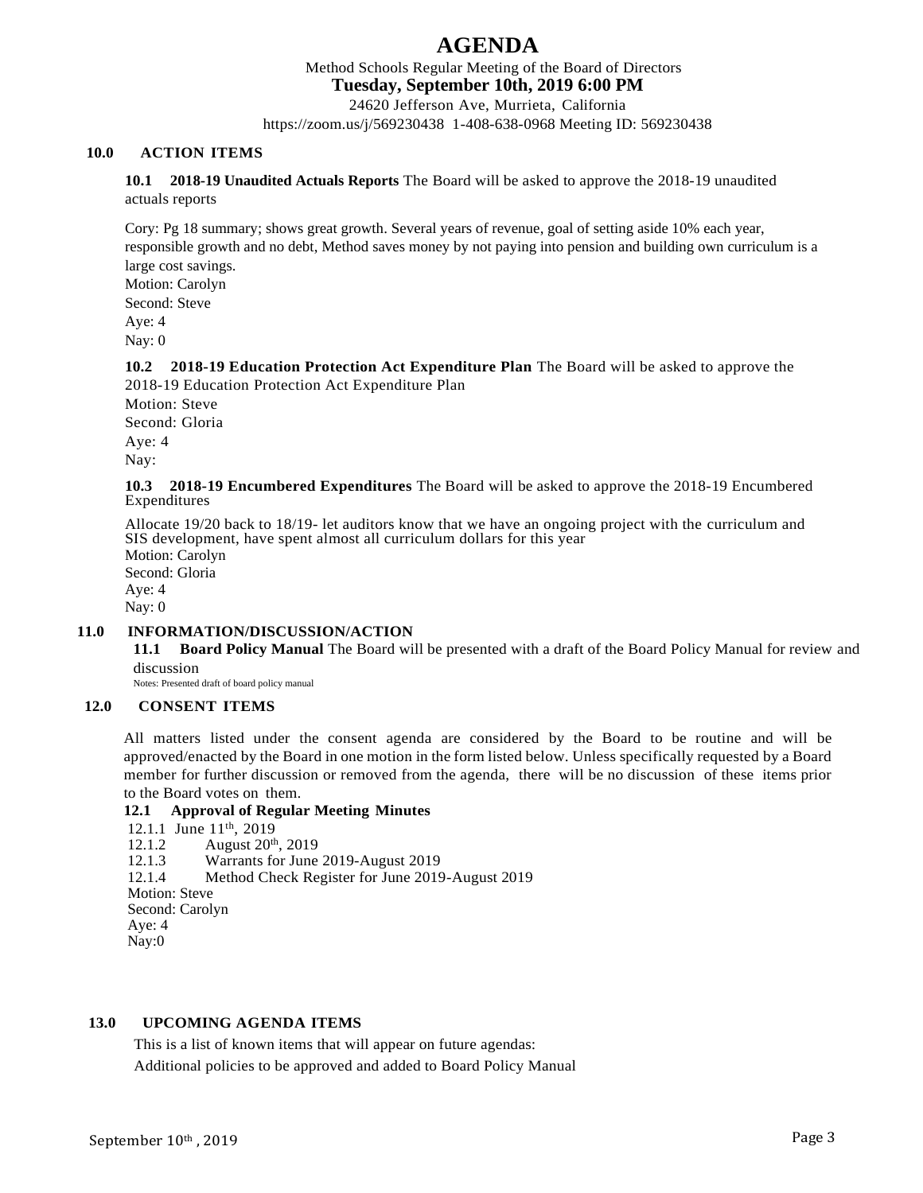# AGENDA

Method Schools Regular Meeting of the Board of Directors

**Tuesday, September 10th, 2019 6:00 PM**

24620 Jefferson Ave, Murrieta, California

https://zoom.us/j/569230438 1-408-638-0968 Meeting ID: 569230438

## 10.0 ACTION ITEMS

**10.1 2018-19 Unaudited Actuals Reports** The Board will be asked to approve the 2018-19 unaudited actuals reports

Cory: Pg 18 summary; shows great growth. Several years of revenue, goal of setting aside 10% each year, responsible growth and no debt, Method saves money by not paying into pension and building own curriculum is a large cost savings.

Motion: Carolyn
Second: Steve
Aye: 4
Nay: 0

**10.2 2018-19 Education Protection Act Expenditure Plan** The Board will be asked to approve the 2018-19 Education Protection Act Expenditure Plan

Motion: Steve
Second: Gloria
Aye: 4
Nay:

**10.3 2018-19 Encumbered Expenditures** The Board will be asked to approve the 2018-19 Encumbered Expenditures

Allocate 19/20 back to 18/19- let auditors know that we have an ongoing project with the curriculum and SIS development, have spent almost all curriculum dollars for this year

Motion: Carolyn
Second: Gloria
Aye: 4
Nay: 0

## 11.0 INFORMATION/DISCUSSION/ACTION

**11.1 Board Policy Manual** The Board will be presented with a draft of the Board Policy Manual for review and discussion

Notes: Presented draft of board policy manual

## 12.0 CONSENT ITEMS

All matters listed under the consent agenda are considered by the Board to be routine and will be approved/enacted by the Board in one motion in the form listed below. Unless specifically requested by a Board member for further discussion or removed from the agenda, there will be no discussion of these items prior to the Board votes on them.

**12.1 Approval of Regular Meeting Minutes**

12.1.1 June 11th, 2019
12.1.2 August 20th, 2019
12.1.3 Warrants for June 2019-August 2019
12.1.4 Method Check Register for June 2019-August 2019

Motion: Steve
Second: Carolyn
Aye: 4
Nay:0

## 13.0 UPCOMING AGENDA ITEMS

This is a list of known items that will appear on future agendas:

Additional policies to be approved and added to Board Policy Manual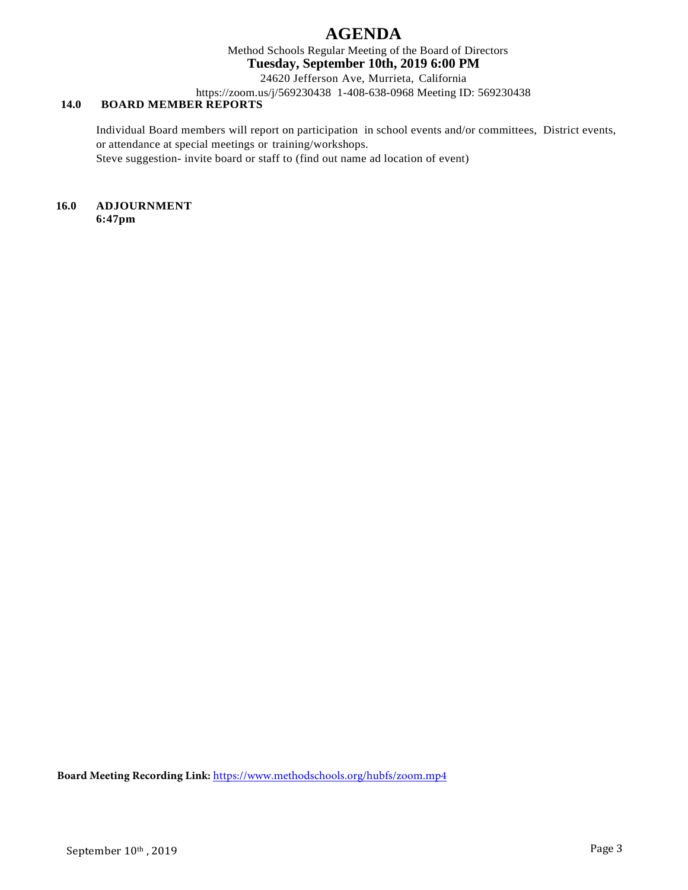# AGENDA

Method Schools Regular Meeting of the Board of Directors

**Tuesday, September 10th, 2019 6:00 PM**

24620 Jefferson Ave, Murrieta, California

https://zoom.us/j/569230438 1-408-638-0968 Meeting ID: 569230438

**14.0 BOARD MEMBER REPORTS**

Individual Board members will report on participation in school events and/or committees, District events, or attendance at special meetings or training/workshops.

Steve suggestion- invite board or staff to (find out name ad location of event)

**16.0 ADJOURNMENT**

**6:47pm**

**Board Meeting Recording Link:** https://www.methodschools.org/hubfs/zoom.mp4